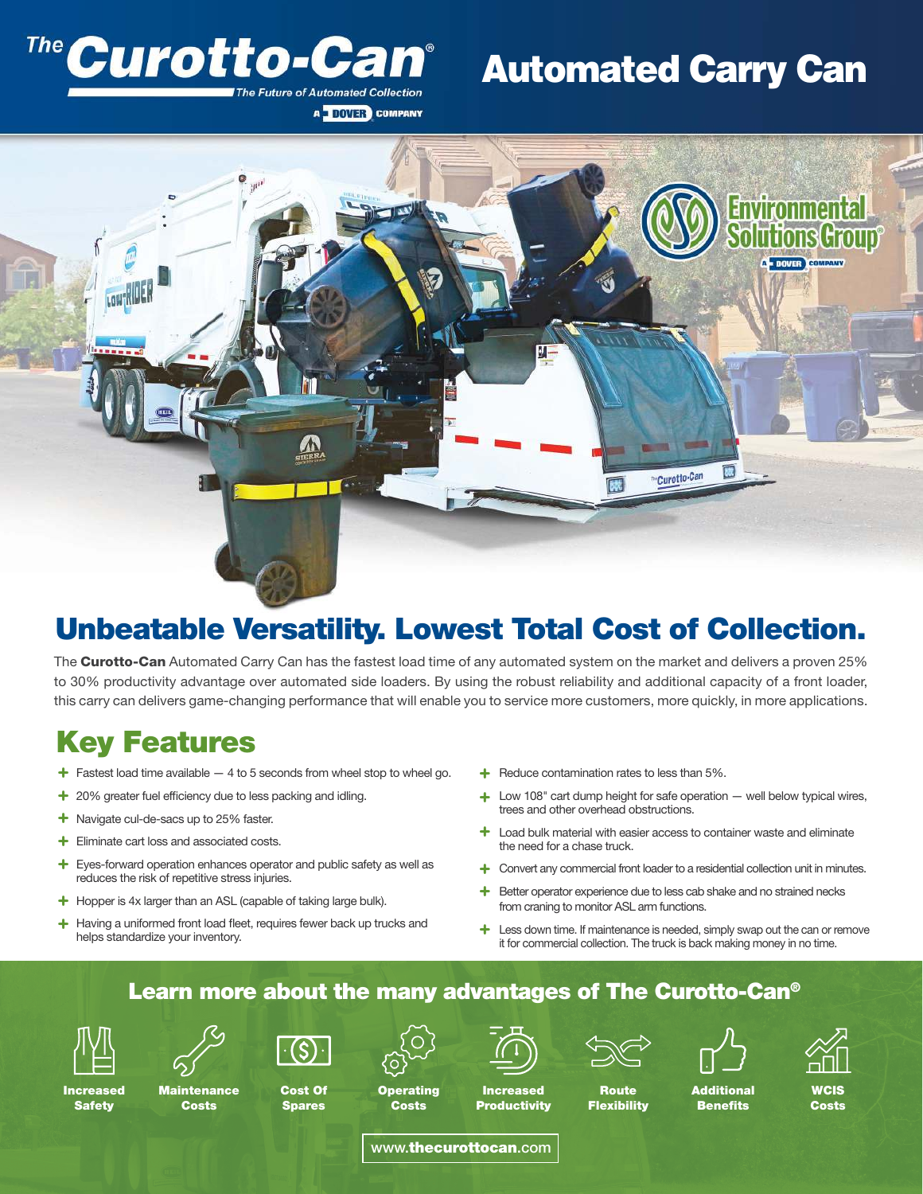# The Curotto-Can®

*The Future of Automated Collection*

A DOVER COMPANY

# Automated Carry Can

## Unbeatable Versatility. Lowest Total Cost of Collection.

The **Curotto-Can** Automated Carry Can has the fastest load time of any automated system on the market and delivers a proven 25% to 30% productivity advantage over automated side loaders. By using the robust reliability and additional capacity of a front loader, this carry can delivers game-changing performance that will enable you to service more customers, more quickly, in more applications.

## Key Features

- Fastest load time available — 4 to 5 seconds from wheel stop to wheel go.
- 20% greater fuel efficiency due to less packing and idling.
- Navigate cul-de-sacs up to 25% faster.
- Eliminate cart loss and associated costs.
- Eyes-forward operation enhances operator and public safety as well as reduces the risk of repetitive stress injuries.
- Hopper is 4x larger than an ASL (capable of taking large bulk).
- Having a uniformed front load fleet, requires fewer back up trucks and helps standardize your inventory.
- Reduce contamination rates to less than 5%.
- Low 108" cart dump height for safe operation — well below typical wires, trees and other overhead obstructions.
- Load bulk material with easier access to container waste and eliminate the need for a chase truck.
- Convert any commercial front loader to a residential collection unit in minutes.
- Better operator experience due to less cab shake and no strained necks from craning to monitor ASL arm functions.
- Less down time. If maintenance is needed, simply swap out the can or remove it for commercial collection. The truck is back making money in no time.

### Learn more about the many advantages of The Curotto-Can®

Increased Safety | Maintenance Costs | Cost Of Spares | Operating Costs | Increased Productivity | Route Flexibility | Additional Benefits | WCIS Costs

www.thecurottocan.com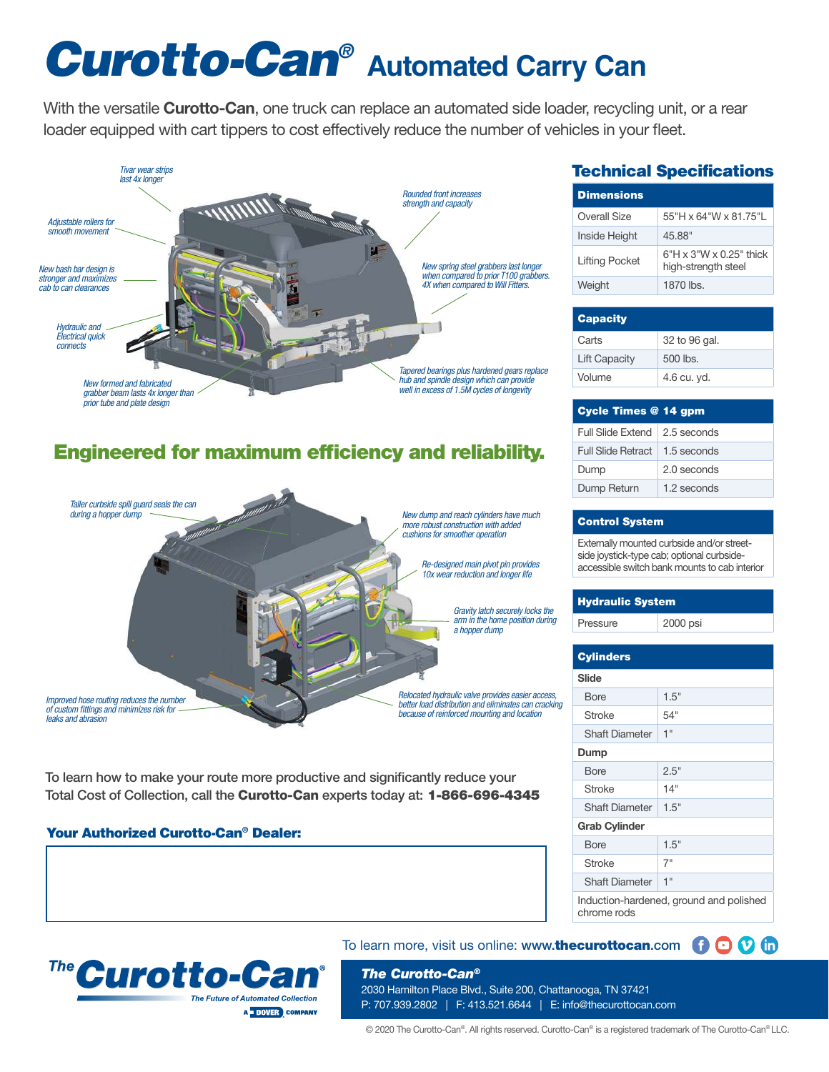# Curotto-Can® Automated Carry Can

With the versatile **Curotto-Can**, one truck can replace an automated side loader, recycling unit, or a rear loader equipped with cart tippers to cost effectively reduce the number of vehicles in your fleet.

*Tivar wear strips last 4x longer*

*Adjustable rollers for smooth movement*

*New bash bar design is stronger and maximizes cab to can clearances*

*Hydraulic and Electrical quick connects*

*New formed and fabricated grabber beam lasts 4x longer than prior tube and plate design*

*Rounded front increases strength and capacity*

*New spring steel grabbers last longer when compared to prior T100 grabbers. 4X when compared to Will Fitters.*

*Tapered bearings plus hardened gears replace hub and spindle design which can provide well in excess of 1.5M cycles of longevity*

## Engineered for maximum efficiency and reliability.

*Taller curbside spill guard seals the can during a hopper dump*

*New dump and reach cylinders have much more robust construction with added cushions for smoother operation*

*Re-designed main pivot pin provides 10x wear reduction and longer life*

*Gravity latch securely locks the arm in the home position during a hopper dump*

*Improved hose routing reduces the number of custom fittings and minimizes risk for leaks and abrasion*

*Relocated hydraulic valve provides easier access, better load distribution and eliminates can cracking because of reinforced mounting and location*

To learn how to make your route more productive and significantly reduce your Total Cost of Collection, call the **Curotto-Can** experts today at: **1-866-696-4345**

### Your Authorized Curotto-Can® Dealer:

## Technical Specifications

| Dimensions | |
|---|---|
| Overall Size | 55"H x 64"W x 81.75"L |
| Inside Height | 45.88" |
| Lifting Pocket | 6"H x 3"W x 0.25" thick high-strength steel |
| Weight | 1870 lbs. |

| Capacity | |
|---|---|
| Carts | 32 to 96 gal. |
| Lift Capacity | 500 lbs. |
| Volume | 4.6 cu. yd. |

| Cycle Times @ 14 gpm | |
|---|---|
| Full Slide Extend | 2.5 seconds |
| Full Slide Retract | 1.5 seconds |
| Dump | 2.0 seconds |
| Dump Return | 1.2 seconds |

**Control System**

Externally mounted curbside and/or street-side joystick-type cab; optional curbside-accessible switch bank mounts to cab interior

| Hydraulic System | |
|---|---|
| Pressure | 2000 psi |

| Cylinders | |
|---|---|
| **Slide** | |
| Bore | 1.5" |
| Stroke | 54" |
| Shaft Diameter | 1" |
| **Dump** | |
| Bore | 2.5" |
| Stroke | 14" |
| Shaft Diameter | 1.5" |
| **Grab Cylinder** | |
| Bore | 1.5" |
| Stroke | 7" |
| Shaft Diameter | 1" |
| Induction-hardened, ground and polished chrome rods | |

To learn more, visit us online: www.**thecurottocan**.com

The Curotto-Can® — The Future of Automated Collection — A DOVER COMPANY

***The Curotto-Can®***
2030 Hamilton Place Blvd., Suite 200, Chattanooga, TN 37421
P: 707.939.2802 | F: 413.521.6644 | E: info@thecurottocan.com

© 2020 The Curotto-Can®. All rights reserved. Curotto-Can® is a registered trademark of The Curotto-Can® LLC.